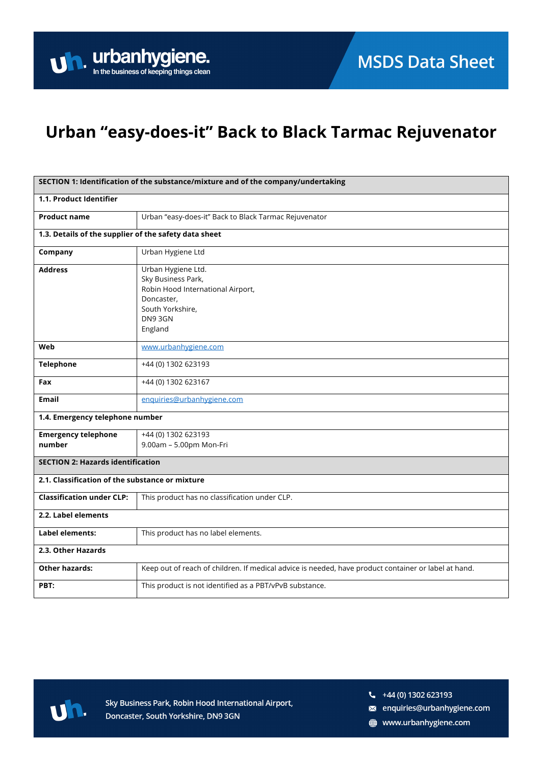# Urban "easy-does-it" Back to Black Tarmac Rejuvenator

| SECTION 1: Identification of the substance/mixture and of the company/undertaking | |
|---|---|
| **1.1. Product Identifier** | |
| **Product name** | Urban "easy-does-it" Back to Black Tarmac Rejuvenator |
| **1.3. Details of the supplier of the safety data sheet** | |
| **Company** | Urban Hygiene Ltd |
| **Address** | Urban Hygiene Ltd.<br>Sky Business Park,<br>Robin Hood International Airport,<br>Doncaster,<br>South Yorkshire,<br>DN9 3GN<br>England |
| **Web** | www.urbanhygiene.com |
| **Telephone** | +44 (0) 1302 623193 |
| **Fax** | +44 (0) 1302 623167 |
| **Email** | enquiries@urbanhygiene.com |
| **1.4. Emergency telephone number** | |
| **Emergency telephone number** | +44 (0) 1302 623193<br>9.00am – 5.00pm Mon-Fri |

| SECTION 2: Hazards identification | |
|---|---|
| **2.1. Classification of the substance or mixture** | |
| **Classification under CLP:** | This product has no classification under CLP. |
| **2.2. Label elements** | |
| **Label elements:** | This product has no label elements. |
| **2.3. Other Hazards** | |
| **Other hazards:** | Keep out of reach of children. If medical advice is needed, have product container or label at hand. |
| **PBT:** | This product is not identified as a PBT/vPvB substance. |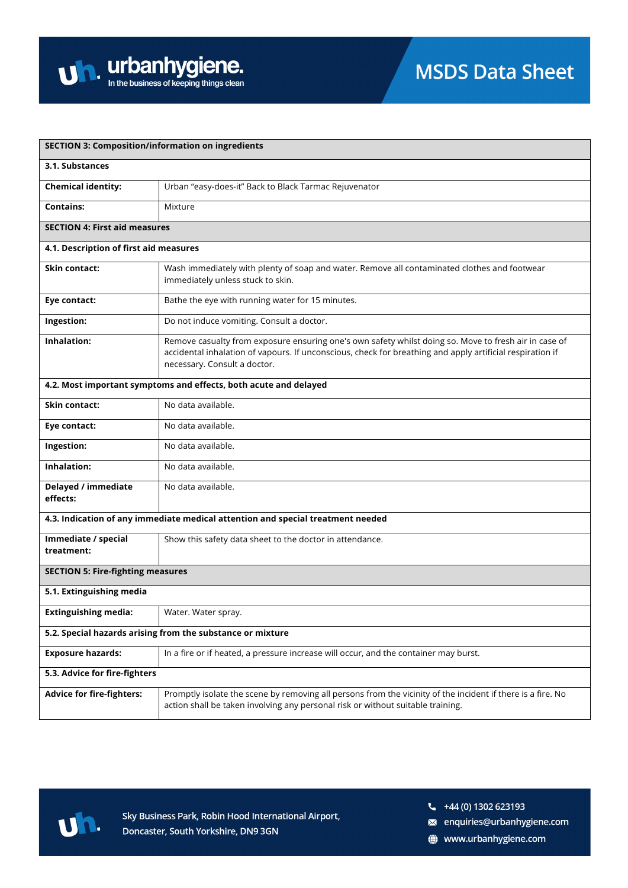## SECTION 3: Composition/information on ingredients

### 3.1. Substances

| | |
|---|---|
| **Chemical identity:** | Urban “easy-does-it” Back to Black Tarmac Rejuvenator |
| **Contains:** | Mixture |

## SECTION 4: First aid measures

### 4.1. Description of first aid measures

| | |
|---|---|
| **Skin contact:** | Wash immediately with plenty of soap and water. Remove all contaminated clothes and footwear immediately unless stuck to skin. |
| **Eye contact:** | Bathe the eye with running water for 15 minutes. |
| **Ingestion:** | Do not induce vomiting. Consult a doctor. |
| **Inhalation:** | Remove casualty from exposure ensuring one's own safety whilst doing so. Move to fresh air in case of accidental inhalation of vapours. If unconscious, check for breathing and apply artificial respiration if necessary. Consult a doctor. |

### 4.2. Most important symptoms and effects, both acute and delayed

| | |
|---|---|
| **Skin contact:** | No data available. |
| **Eye contact:** | No data available. |
| **Ingestion:** | No data available. |
| **Inhalation:** | No data available. |
| **Delayed / immediate effects:** | No data available. |

### 4.3. Indication of any immediate medical attention and special treatment needed

| | |
|---|---|
| **Immediate / special treatment:** | Show this safety data sheet to the doctor in attendance. |

## SECTION 5: Fire-fighting measures

### 5.1. Extinguishing media

| | |
|---|---|
| **Extinguishing media:** | Water. Water spray. |

### 5.2. Special hazards arising from the substance or mixture

| | |
|---|---|
| **Exposure hazards:** | In a fire or if heated, a pressure increase will occur, and the container may burst. |

### 5.3. Advice for fire-fighters

| | |
|---|---|
| **Advice for fire-fighters:** | Promptly isolate the scene by removing all persons from the vicinity of the incident if there is a fire. No action shall be taken involving any personal risk or without suitable training. |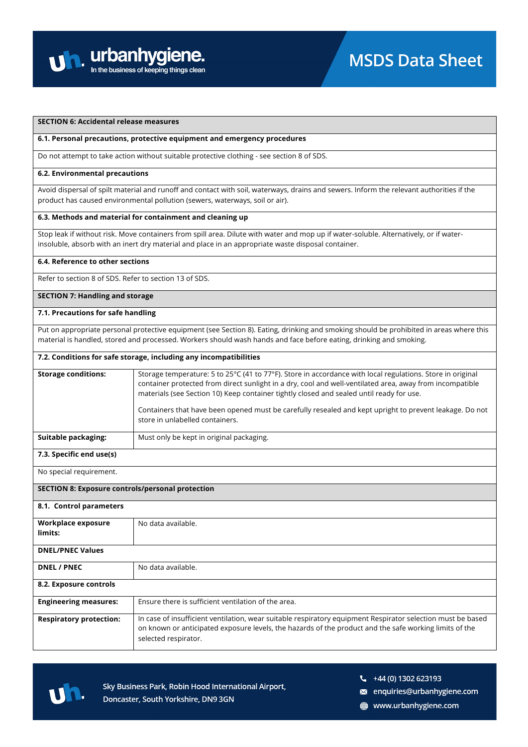## SECTION 6: Accidental release measures

### 6.1. Personal precautions, protective equipment and emergency procedures

Do not attempt to take action without suitable protective clothing - see section 8 of SDS.

### 6.2. Environmental precautions

Avoid dispersal of spilt material and runoff and contact with soil, waterways, drains and sewers. Inform the relevant authorities if the product has caused environmental pollution (sewers, waterways, soil or air).

### 6.3. Methods and material for containment and cleaning up

Stop leak if without risk. Move containers from spill area. Dilute with water and mop up if water-soluble. Alternatively, or if water-insoluble, absorb with an inert dry material and place in an appropriate waste disposal container.

### 6.4. Reference to other sections

Refer to section 8 of SDS. Refer to section 13 of SDS.

## SECTION 7: Handling and storage

### 7.1. Precautions for safe handling

Put on appropriate personal protective equipment (see Section 8). Eating, drinking and smoking should be prohibited in areas where this material is handled, stored and processed. Workers should wash hands and face before eating, drinking and smoking.

### 7.2. Conditions for safe storage, including any incompatibilities

| | |
|---|---|
| **Storage conditions:** | Storage temperature: 5 to 25°C (41 to 77°F). Store in accordance with local regulations. Store in original container protected from direct sunlight in a dry, cool and well-ventilated area, away from incompatible materials (see Section 10) Keep container tightly closed and sealed until ready for use.<br><br>Containers that have been opened must be carefully resealed and kept upright to prevent leakage. Do not store in unlabelled containers. |
| **Suitable packaging:** | Must only be kept in original packaging. |

### 7.3. Specific end use(s)

No special requirement.

## SECTION 8: Exposure controls/personal protection

### 8.1. Control parameters

| | |
|---|---|
| **Workplace exposure limits:** | No data available. |

**DNEL/PNEC Values**

| | |
|---|---|
| **DNEL / PNEC** | No data available. |

### 8.2. Exposure controls

| | |
|---|---|
| **Engineering measures:** | Ensure there is sufficient ventilation of the area. |
| **Respiratory protection:** | In case of insufficient ventilation, wear suitable respiratory equipment Respirator selection must be based on known or anticipated exposure levels, the hazards of the product and the safe working limits of the selected respirator. |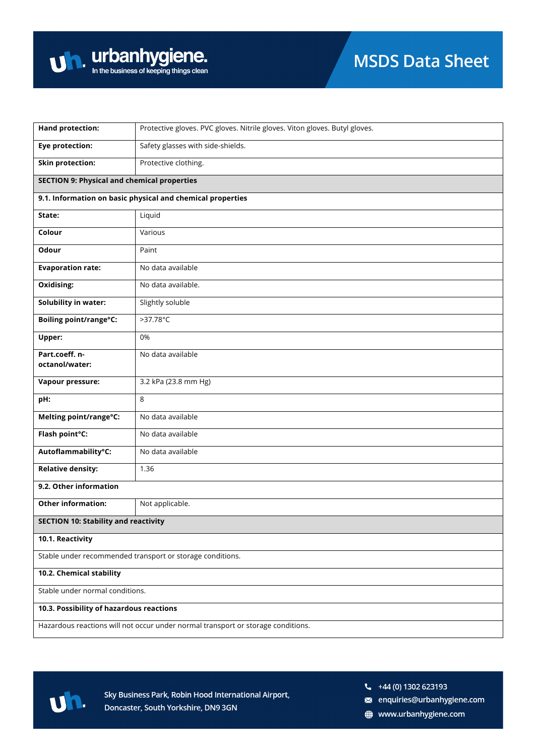| | |
|---|---|
| **Hand protection:** | Protective gloves. PVC gloves. Nitrile gloves. Viton gloves. Butyl gloves. |
| **Eye protection:** | Safety glasses with side-shields. |
| **Skin protection:** | Protective clothing. |

## SECTION 9: Physical and chemical properties

### 9.1. Information on basic physical and chemical properties

| | |
|---|---|
| **State:** | Liquid |
| **Colour** | Various |
| **Odour** | Paint |
| **Evaporation rate:** | No data available |
| **Oxidising:** | No data available. |
| **Solubility in water:** | Slightly soluble |
| **Boiling point/range°C:** | >37.78°C |
| **Upper:** | 0% |
| **Part.coeff. n-octanol/water:** | No data available |
| **Vapour pressure:** | 3.2 kPa (23.8 mm Hg) |
| **pH:** | 8 |
| **Melting point/range°C:** | No data available |
| **Flash point°C:** | No data available |
| **Autoflammability°C:** | No data available |
| **Relative density:** | 1.36 |

### 9.2. Other information

| | |
|---|---|
| **Other information:** | Not applicable. |

## SECTION 10: Stability and reactivity

### 10.1. Reactivity

Stable under recommended transport or storage conditions.

### 10.2. Chemical stability

Stable under normal conditions.

### 10.3. Possibility of hazardous reactions

Hazardous reactions will not occur under normal transport or storage conditions.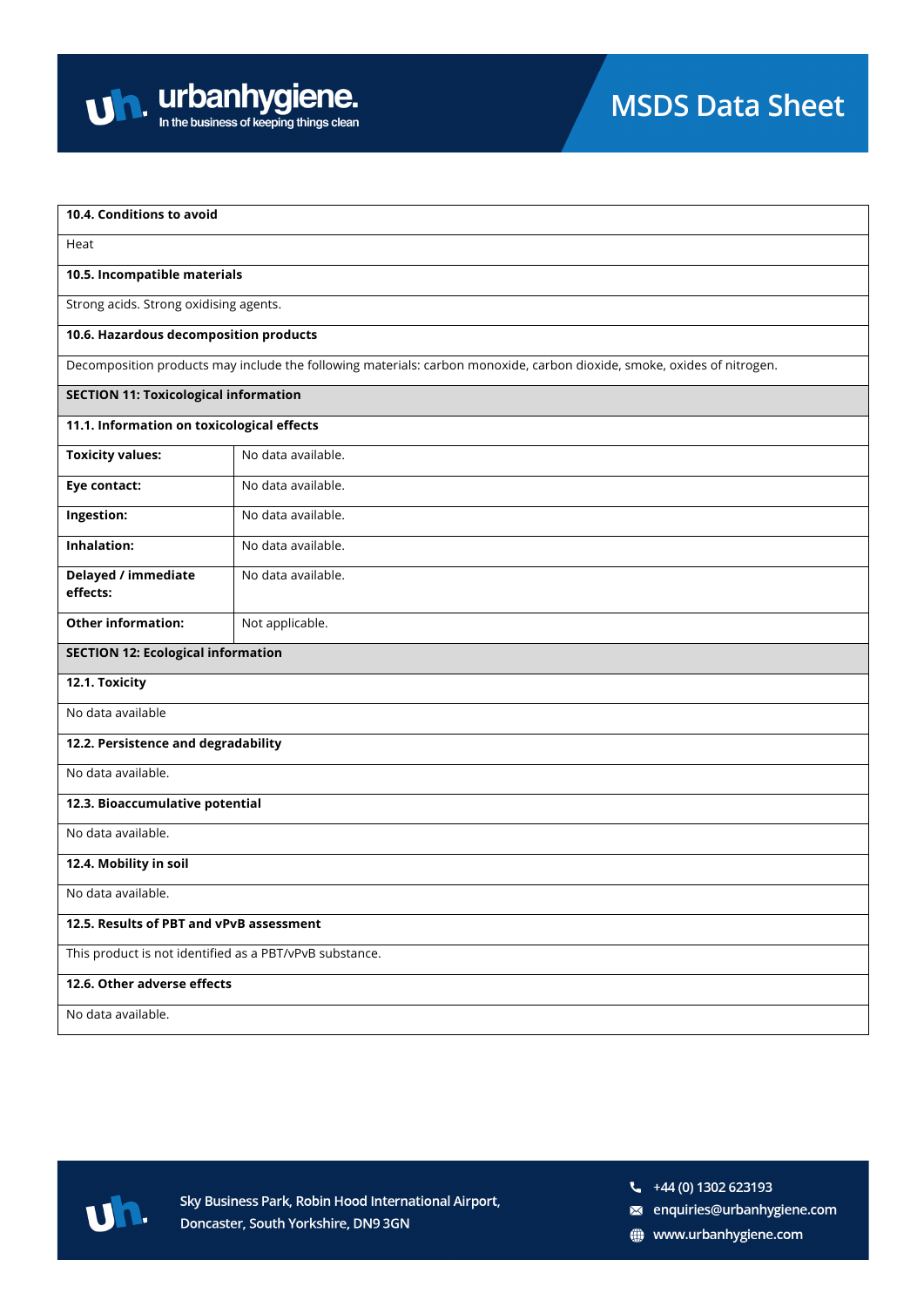**10.4. Conditions to avoid**

Heat

**10.5. Incompatible materials**

Strong acids. Strong oxidising agents.

**10.6. Hazardous decomposition products**

Decomposition products may include the following materials: carbon monoxide, carbon dioxide, smoke, oxides of nitrogen.

## SECTION 11: Toxicological information

**11.1. Information on toxicological effects**

| | |
|---|---|
| **Toxicity values:** | No data available. |
| **Eye contact:** | No data available. |
| **Ingestion:** | No data available. |
| **Inhalation:** | No data available. |
| **Delayed / immediate effects:** | No data available. |
| **Other information:** | Not applicable. |

## SECTION 12: Ecological information

**12.1. Toxicity**

No data available

**12.2. Persistence and degradability**

No data available.

**12.3. Bioaccumulative potential**

No data available.

**12.4. Mobility in soil**

No data available.

**12.5. Results of PBT and vPvB assessment**

This product is not identified as a PBT/vPvB substance.

**12.6. Other adverse effects**

No data available.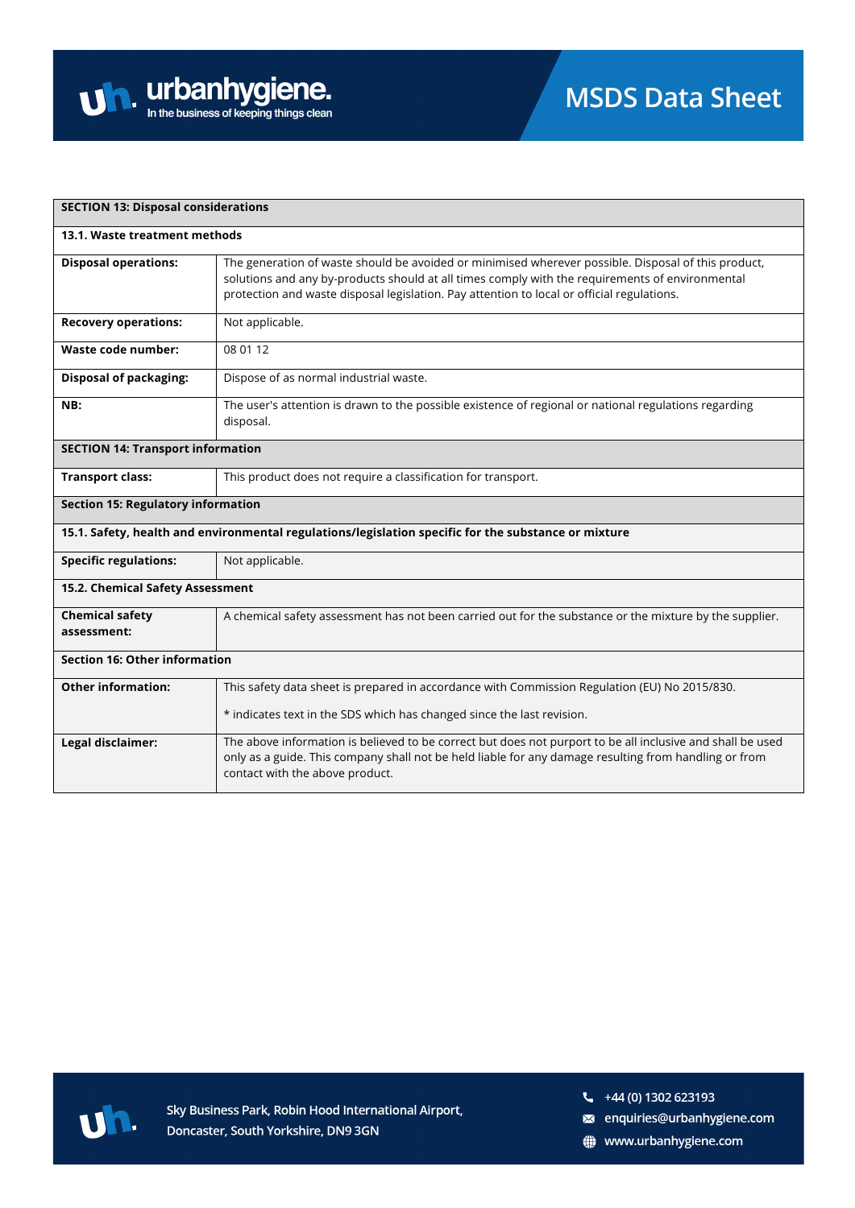| SECTION 13: Disposal considerations | |
|---|---|
| **13.1. Waste treatment methods** | |
| **Disposal operations:** | The generation of waste should be avoided or minimised wherever possible. Disposal of this product, solutions and any by-products should at all times comply with the requirements of environmental protection and waste disposal legislation. Pay attention to local or official regulations. |
| **Recovery operations:** | Not applicable. |
| **Waste code number:** | 08 01 12 |
| **Disposal of packaging:** | Dispose of as normal industrial waste. |
| **NB:** | The user's attention is drawn to the possible existence of regional or national regulations regarding disposal. |
| **SECTION 14: Transport information** | |
| **Transport class:** | This product does not require a classification for transport. |
| **Section 15: Regulatory information** | |
| **15.1. Safety, health and environmental regulations/legislation specific for the substance or mixture** | |
| **Specific regulations:** | Not applicable. |
| **15.2. Chemical Safety Assessment** | |
| **Chemical safety assessment:** | A chemical safety assessment has not been carried out for the substance or the mixture by the supplier. |
| **Section 16: Other information** | |
| **Other information:** | This safety data sheet is prepared in accordance with Commission Regulation (EU) No 2015/830.<br><br>* indicates text in the SDS which has changed since the last revision. |
| **Legal disclaimer:** | The above information is believed to be correct but does not purport to be all inclusive and shall be used only as a guide. This company shall not be held liable for any damage resulting from handling or from contact with the above product. |

Sky Business Park, Robin Hood International Airport, Doncaster, South Yorkshire, DN9 3GN

+44 (0) 1302 623193
enquiries@urbanhygiene.com
www.urbanhygiene.com